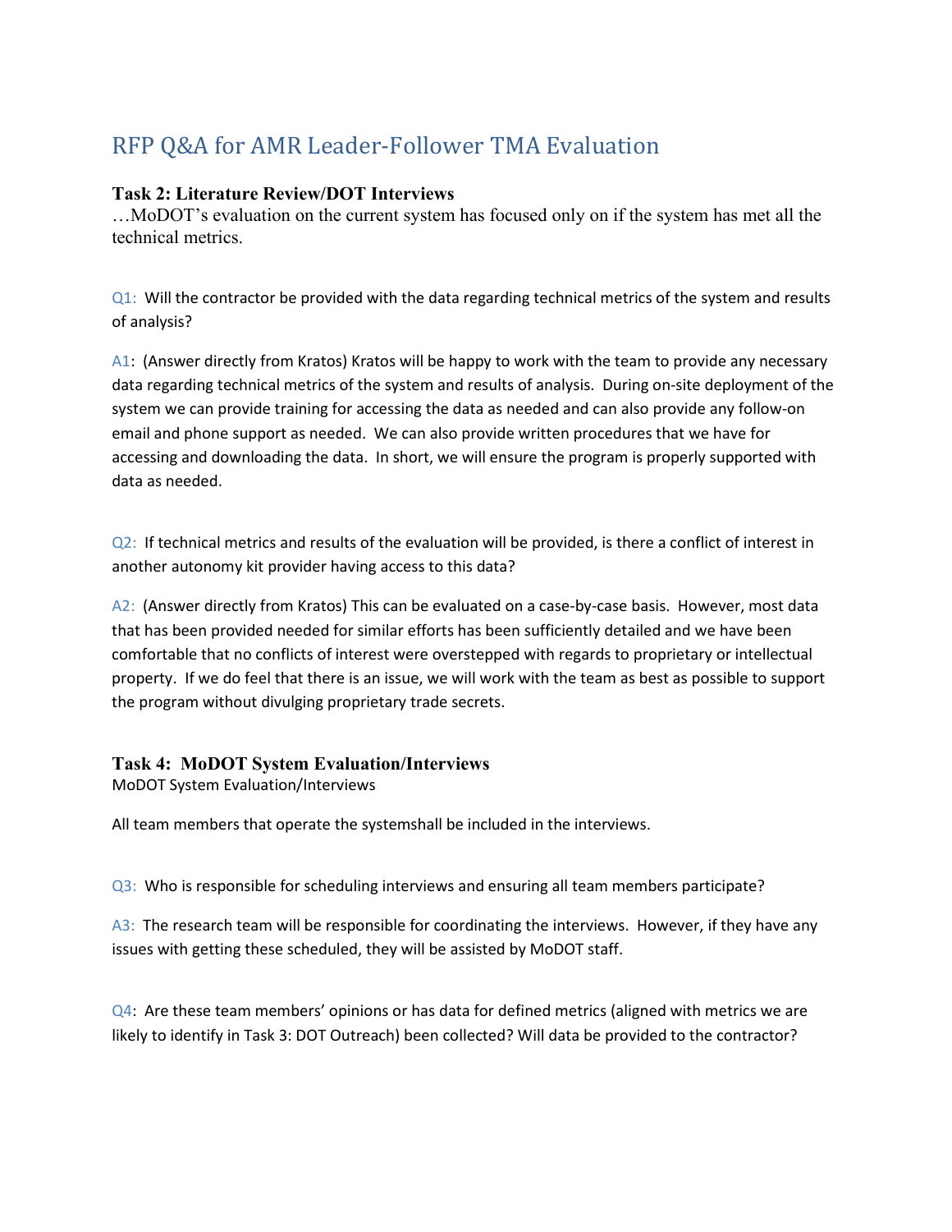# RFP Q&A for AMR Leader-Follower TMA Evaluation

### Task 2: Literature Review/DOT Interviews

…MoDOT's evaluation on the current system has focused only on if the system has met all the technical metrics.

Q1: Will the contractor be provided with the data regarding technical metrics of the system and results of analysis?

A1: (Answer directly from Kratos) Kratos will be happy to work with the team to provide any necessary data regarding technical metrics of the system and results of analysis. During on-site deployment of the system we can provide training for accessing the data as needed and can also provide any follow-on email and phone support as needed. We can also provide written procedures that we have for accessing and downloading the data. In short, we will ensure the program is properly supported with data as needed.

Q2: If technical metrics and results of the evaluation will be provided, is there a conflict of interest in another autonomy kit provider having access to this data?

A2: (Answer directly from Kratos) This can be evaluated on a case-by-case basis. However, most data that has been provided needed for similar efforts has been sufficiently detailed and we have been comfortable that no conflicts of interest were overstepped with regards to proprietary or intellectual property. If we do feel that there is an issue, we will work with the team as best as possible to support the program without divulging proprietary trade secrets.

### Task 4: MoDOT System Evaluation/Interviews

MoDOT System Evaluation/Interviews

All team members that operate the systemshall be included in the interviews.

Q3: Who is responsible for scheduling interviews and ensuring all team members participate?

A3: The research team will be responsible for coordinating the interviews. However, if they have any issues with getting these scheduled, they will be assisted by MoDOT staff.

Q4: Are these team members' opinions or has data for defined metrics (aligned with metrics we are likely to identify in Task 3: DOT Outreach) been collected? Will data be provided to the contractor?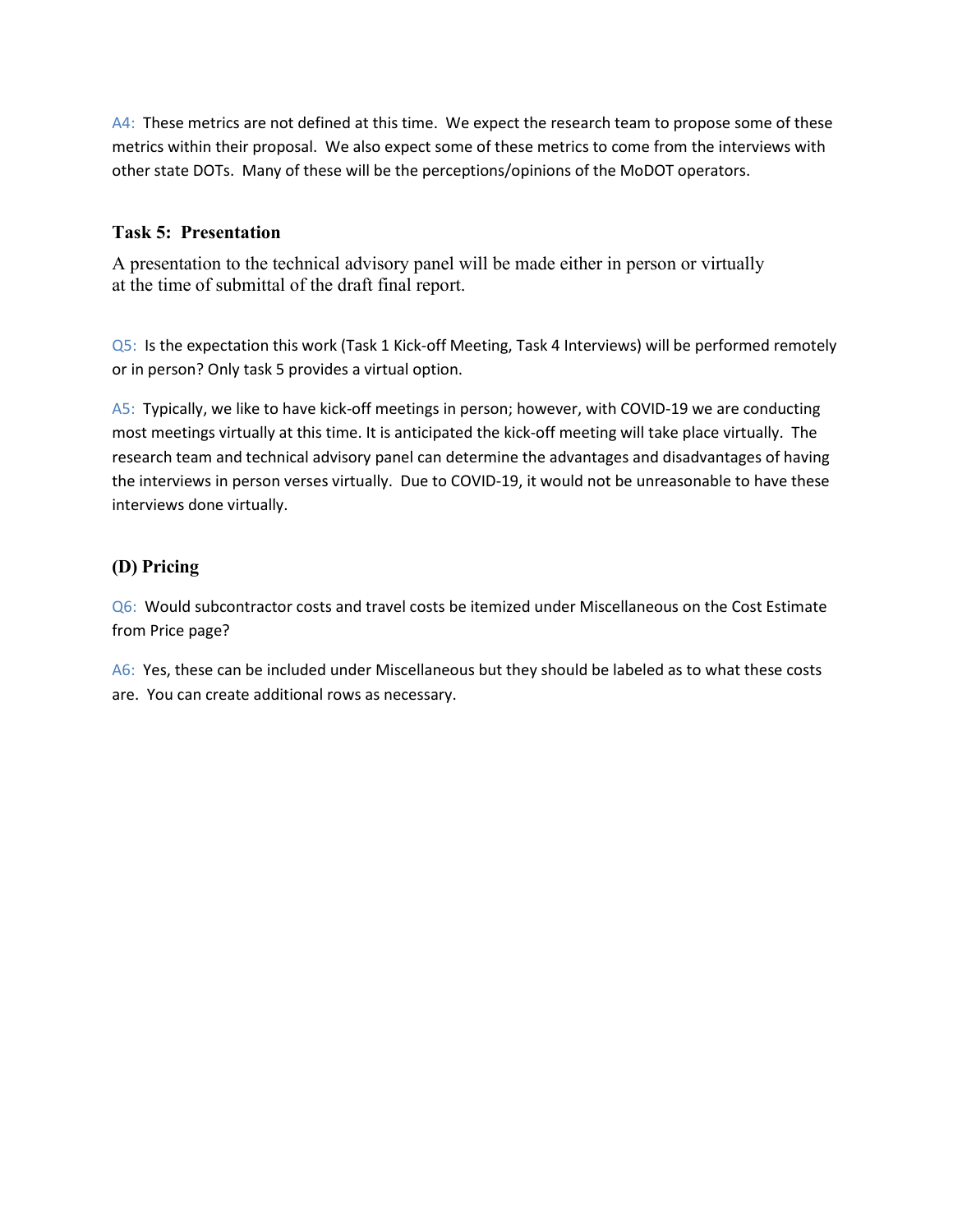A4: These metrics are not defined at this time. We expect the research team to propose some of these metrics within their proposal. We also expect some of these metrics to come from the interviews with other state DOTs. Many of these will be the perceptions/opinions of the MoDOT operators.

### Task 5: Presentation

A presentation to the technical advisory panel will be made either in person or virtually at the time of submittal of the draft final report.

Q5: Is the expectation this work (Task 1 Kick-off Meeting, Task 4 Interviews) will be performed remotely or in person? Only task 5 provides a virtual option.

A5: Typically, we like to have kick-off meetings in person; however, with COVID-19 we are conducting most meetings virtually at this time. It is anticipated the kick-off meeting will take place virtually. The research team and technical advisory panel can determine the advantages and disadvantages of having the interviews in person verses virtually. Due to COVID-19, it would not be unreasonable to have these interviews done virtually.

### (D) Pricing

Q6: Would subcontractor costs and travel costs be itemized under Miscellaneous on the Cost Estimate from Price page?

A6: Yes, these can be included under Miscellaneous but they should be labeled as to what these costs are. You can create additional rows as necessary.